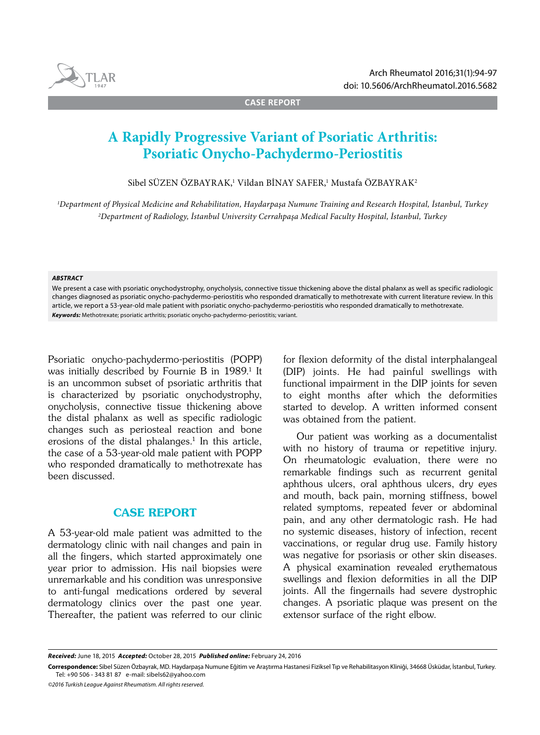CASE REPORT

# A Rapidly Progressive Variant of Psoriatic Arthritis: Psoriatic Onycho-Pachydermo-Periostitis

Sibel SÜZEN ÖZBAYRAK,[1] Vildan BİNAY SAFER,[1] Mustafa ÖZBAYRAK[2]

*[1]Department of Physical Medicine and Rehabilitation, Haydarpaşa Numune Training and Research Hospital, İstanbul, Turkey*
*[2]Department of Radiology, İstanbul University Cerrahpaşa Medical Faculty Hospital, İstanbul, Turkey*

***ABSTRACT***

We present a case with psoriatic onychodystrophy, onycholysis, connective tissue thickening above the distal phalanx as well as specific radiologic changes diagnosed as psoriatic onycho-pachydermo-periostitis who responded dramatically to methotrexate with current literature review. In this article, we report a 53-year-old male patient with psoriatic onycho-pachydermo-periostitis who responded dramatically to methotrexate.

***Keywords:*** Methotrexate; psoriatic arthritis; psoriatic onycho-pachydermo-periostitis; variant.

Psoriatic onycho-pachydermo-periostitis (POPP) was initially described by Fournie B in 1989.[1] It is an uncommon subset of psoriatic arthritis that is characterized by psoriatic onychodystrophy, onycholysis, connective tissue thickening above the distal phalanx as well as specific radiologic changes such as periosteal reaction and bone erosions of the distal phalanges.[1] In this article, the case of a 53-year-old male patient with POPP who responded dramatically to methotrexate has been discussed.

## CASE REPORT

A 53-year-old male patient was admitted to the dermatology clinic with nail changes and pain in all the fingers, which started approximately one year prior to admission. His nail biopsies were unremarkable and his condition was unresponsive to anti-fungal medications ordered by several dermatology clinics over the past one year. Thereafter, the patient was referred to our clinic for flexion deformity of the distal interphalangeal (DIP) joints. He had painful swellings with functional impairment in the DIP joints for seven to eight months after which the deformities started to develop. A written informed consent was obtained from the patient.

Our patient was working as a documentalist with no history of trauma or repetitive injury. On rheumatologic evaluation, there were no remarkable findings such as recurrent genital aphthous ulcers, oral aphthous ulcers, dry eyes and mouth, back pain, morning stiffness, bowel related symptoms, repeated fever or abdominal pain, and any other dermatologic rash. He had no systemic diseases, history of infection, recent vaccinations, or regular drug use. Family history was negative for psoriasis or other skin diseases. A physical examination revealed erythematous swellings and flexion deformities in all the DIP joints. All the fingernails had severe dystrophic changes. A psoriatic plaque was present on the extensor surface of the right elbow.

***Received:*** June 18, 2015 ***Accepted:*** October 28, 2015 ***Published online:*** February 24, 2016

**Correspondence:** Sibel Süzen Özbayrak, MD. Haydarpaşa Numune Eğitim ve Araştırma Hastanesi Fiziksel Tıp ve Rehabilitasyon Kliniği, 34668 Üsküdar, İstanbul, Turkey. Tel: +90 506 - 343 81 87 e-mail: sibels62@yahoo.com

*©2016 Turkish League Against Rheumatism. All rights reserved.*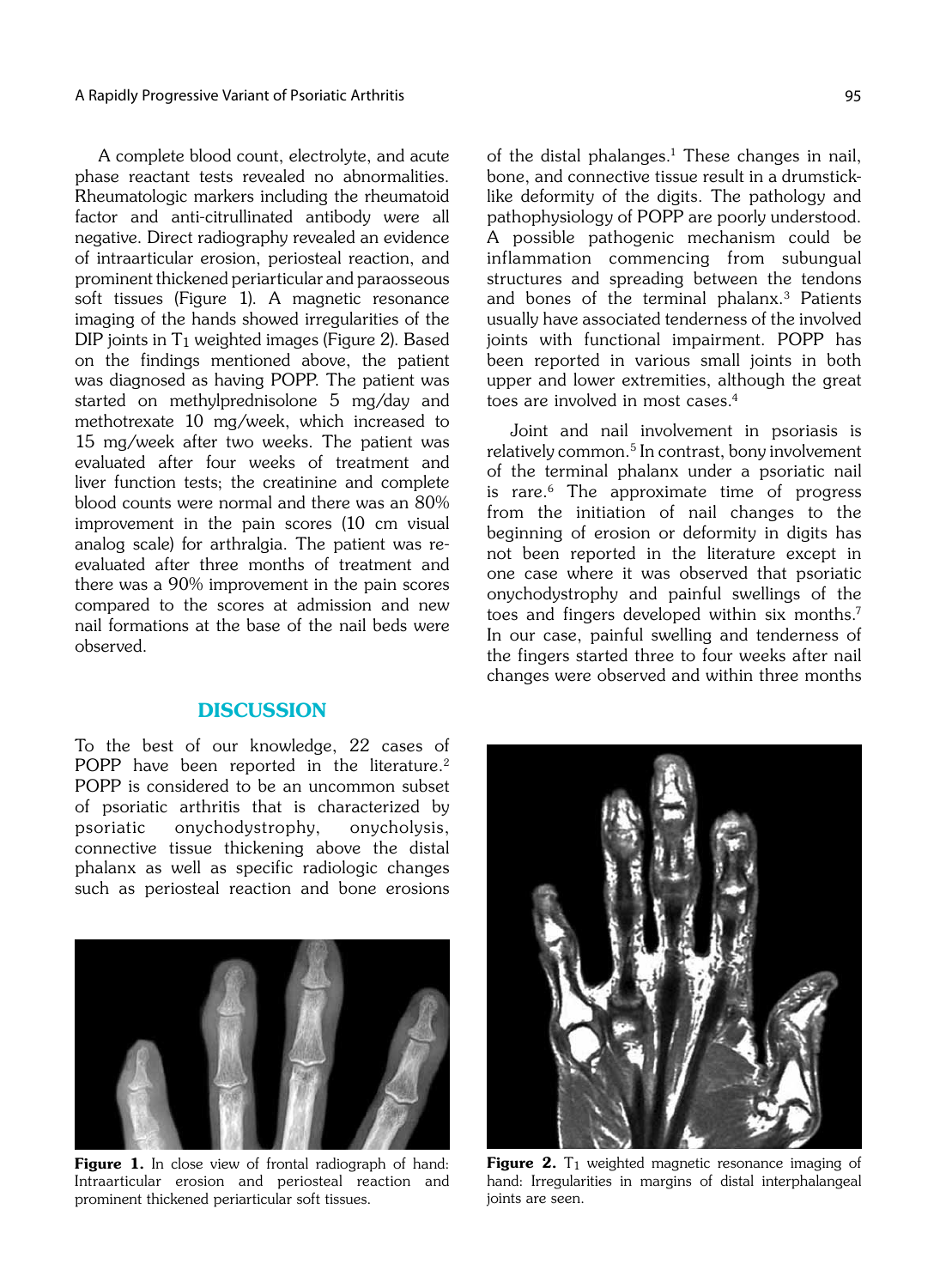A complete blood count, electrolyte, and acute phase reactant tests revealed no abnormalities. Rheumatologic markers including the rheumatoid factor and anti-citrullinated antibody were all negative. Direct radiography revealed an evidence of intraarticular erosion, periosteal reaction, and prominent thickened periarticular and paraosseous soft tissues (Figure 1). A magnetic resonance imaging of the hands showed irregularities of the DIP joints in $T_1$ weighted images (Figure 2). Based on the findings mentioned above, the patient was diagnosed as having POPP. The patient was started on methylprednisolone 5 mg/day and methotrexate 10 mg/week, which increased to 15 mg/week after two weeks. The patient was evaluated after four weeks of treatment and liver function tests; the creatinine and complete blood counts were normal and there was an 80% improvement in the pain scores (10 cm visual analog scale) for arthralgia. The patient was re-evaluated after three months of treatment and there was a 90% improvement in the pain scores compared to the scores at admission and new nail formations at the base of the nail beds were observed.

## DISCUSSION

To the best of our knowledge, 22 cases of POPP have been reported in the literature.[2] POPP is considered to be an uncommon subset of psoriatic arthritis that is characterized by psoriatic onychodystrophy, onycholysis, connective tissue thickening above the distal phalanx as well as specific radiologic changes such as periosteal reaction and bone erosions of the distal phalanges.[1] These changes in nail, bone, and connective tissue result in a drumstick-like deformity of the digits. The pathology and pathophysiology of POPP are poorly understood. A possible pathogenic mechanism could be inflammation commencing from subungual structures and spreading between the tendons and bones of the terminal phalanx.[3] Patients usually have associated tenderness of the involved joints with functional impairment. POPP has been reported in various small joints in both upper and lower extremities, although the great toes are involved in most cases.[4]

Joint and nail involvement in psoriasis is relatively common.[5] In contrast, bony involvement of the terminal phalanx under a psoriatic nail is rare.[6] The approximate time of progress from the initiation of nail changes to the beginning of erosion or deformity in digits has not been reported in the literature except in one case where it was observed that psoriatic onychodystrophy and painful swellings of the toes and fingers developed within six months.[7] In our case, painful swelling and tenderness of the fingers started three to four weeks after nail changes were observed and within three months

**Figure 1.** In close view of frontal radiograph of hand: Intraarticular erosion and periosteal reaction and prominent thickened periarticular soft tissues.

**Figure 2.** $T_1$ weighted magnetic resonance imaging of hand: Irregularities in margins of distal interphalangeal joints are seen.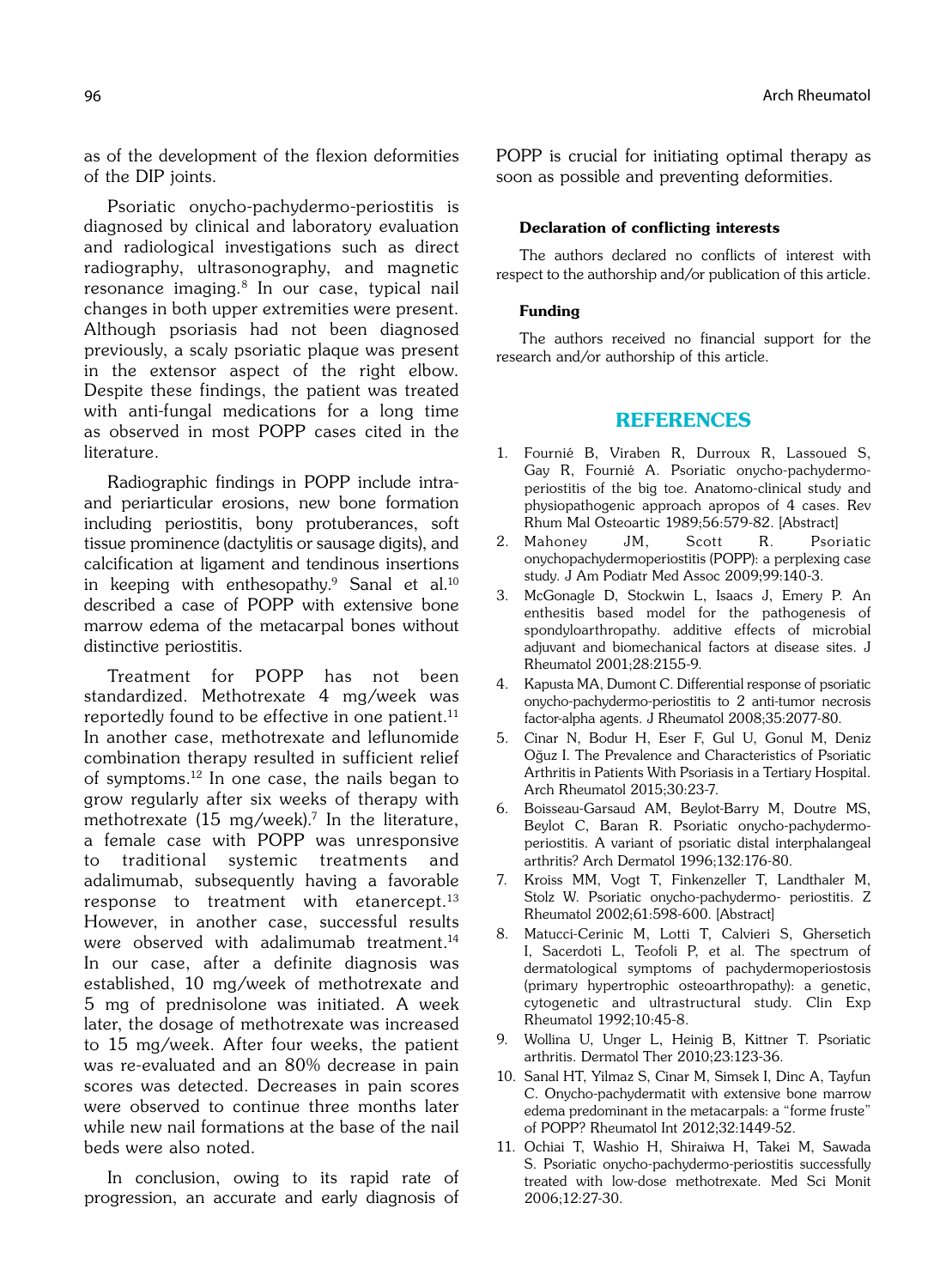as of the development of the flexion deformities of the DIP joints.

Psoriatic onycho-pachydermo-periostitis is diagnosed by clinical and laboratory evaluation and radiological investigations such as direct radiography, ultrasonography, and magnetic resonance imaging.[8] In our case, typical nail changes in both upper extremities were present. Although psoriasis had not been diagnosed previously, a scaly psoriatic plaque was present in the extensor aspect of the right elbow. Despite these findings, the patient was treated with anti-fungal medications for a long time as observed in most POPP cases cited in the literature.

Radiographic findings in POPP include intra- and periarticular erosions, new bone formation including periostitis, bony protuberances, soft tissue prominence (dactylitis or sausage digits), and calcification at ligament and tendinous insertions in keeping with enthesopathy.[9] Sanal et al.[10] described a case of POPP with extensive bone marrow edema of the metacarpal bones without distinctive periostitis.

Treatment for POPP has not been standardized. Methotrexate 4 mg/week was reportedly found to be effective in one patient.[11] In another case, methotrexate and leflunomide combination therapy resulted in sufficient relief of symptoms.[12] In one case, the nails began to grow regularly after six weeks of therapy with methotrexate (15 mg/week).[7] In the literature, a female case with POPP was unresponsive to traditional systemic treatments and adalimumab, subsequently having a favorable response to treatment with etanercept.[13] However, in another case, successful results were observed with adalimumab treatment.[14] In our case, after a definite diagnosis was established, 10 mg/week of methotrexate and 5 mg of prednisolone was initiated. A week later, the dosage of methotrexate was increased to 15 mg/week. After four weeks, the patient was re-evaluated and an 80% decrease in pain scores was detected. Decreases in pain scores were observed to continue three months later while new nail formations at the base of the nail beds were also noted.

In conclusion, owing to its rapid rate of progression, an accurate and early diagnosis of POPP is crucial for initiating optimal therapy as soon as possible and preventing deformities.

#### Declaration of conflicting interests

The authors declared no conflicts of interest with respect to the authorship and/or publication of this article.

#### Funding

The authors received no financial support for the research and/or authorship of this article.

## REFERENCES

1. Fournié B, Viraben R, Durroux R, Lassoued S, Gay R, Fournié A. Psoriatic onycho-pachydermo-periostitis of the big toe. Anatomo-clinical study and physiopathogenic approach apropos of 4 cases. Rev Rhum Mal Osteoartic 1989;56:579-82. [Abstract]
2. Mahoney JM, Scott R. Psoriatic onychopachydermoperiostitis (POPP): a perplexing case study. J Am Podiatr Med Assoc 2009;99:140-3.
3. McGonagle D, Stockwin L, Isaacs J, Emery P. An enthesitis based model for the pathogenesis of spondyloarthropathy. additive effects of microbial adjuvant and biomechanical factors at disease sites. J Rheumatol 2001;28:2155-9.
4. Kapusta MA, Dumont C. Differential response of psoriatic onycho-pachydermo-periostitis to 2 anti-tumor necrosis factor-alpha agents. J Rheumatol 2008;35:2077-80.
5. Cinar N, Bodur H, Eser F, Gul U, Gonul M, Deniz Oğuz I. The Prevalence and Characteristics of Psoriatic Arthritis in Patients With Psoriasis in a Tertiary Hospital. Arch Rheumatol 2015;30:23-7.
6. Boisseau-Garsaud AM, Beylot-Barry M, Doutre MS, Beylot C, Baran R. Psoriatic onycho-pachydermo-periostitis. A variant of psoriatic distal interphalangeal arthritis? Arch Dermatol 1996;132:176-80.
7. Kroiss MM, Vogt T, Finkenzeller T, Landthaler M, Stolz W. Psoriatic onycho-pachydermo- periostitis. Z Rheumatol 2002;61:598-600. [Abstract]
8. Matucci-Cerinic M, Lotti T, Calvieri S, Ghersetich I, Sacerdoti L, Teofoli P, et al. The spectrum of dermatological symptoms of pachydermoperiostosis (primary hypertrophic osteoarthropathy): a genetic, cytogenetic and ultrastructural study. Clin Exp Rheumatol 1992;10:45-8.
9. Wollina U, Unger L, Heinig B, Kittner T. Psoriatic arthritis. Dermatol Ther 2010;23:123-36.
10. Sanal HT, Yilmaz S, Cinar M, Simsek I, Dinc A, Tayfun C. Onycho-pachydermatit with extensive bone marrow edema predominant in the metacarpals: a "forme fruste" of POPP? Rheumatol Int 2012;32:1449-52.
11. Ochiai T, Washio H, Shiraiwa H, Takei M, Sawada S. Psoriatic onycho-pachydermo-periostitis successfully treated with low-dose methotrexate. Med Sci Monit 2006;12:27-30.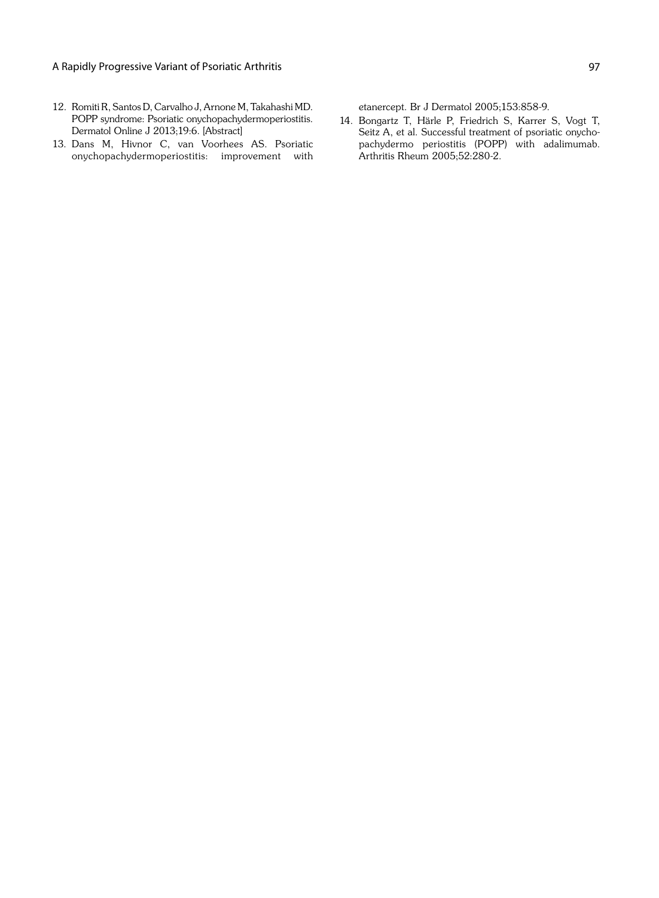12. Romiti R, Santos D, Carvalho J, Arnone M, Takahashi MD. POPP syndrome: Psoriatic onychopachydermoperiostitis. Dermatol Online J 2013;19:6. [Abstract]
13. Dans M, Hivnor C, van Voorhees AS. Psoriatic onychopachydermoperiostitis: improvement with etanercept. Br J Dermatol 2005;153:858-9.
14. Bongartz T, Härle P, Friedrich S, Karrer S, Vogt T, Seitz A, et al. Successful treatment of psoriatic onycho-pachydermo periostitis (POPP) with adalimumab. Arthritis Rheum 2005;52:280-2.